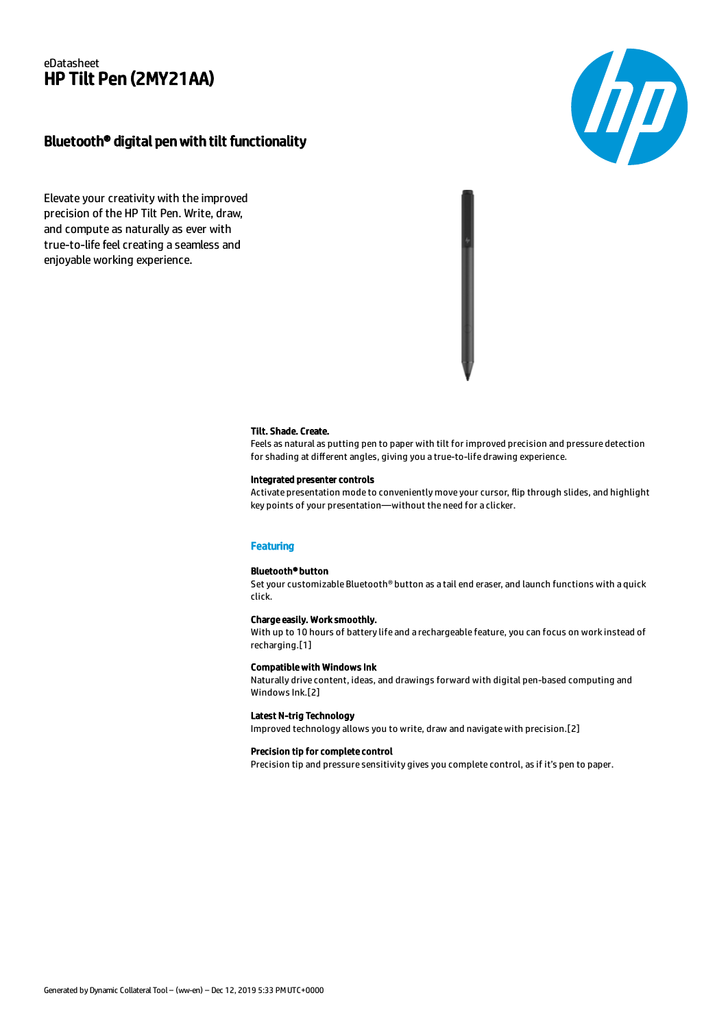eDatasheet

# HP Tilt Pen (2MY21AA)

## Bluetooth® digital pen with tilt functionality

Elevate your creativity with the improved precision of the HP Tilt Pen. Write, draw, and compute as naturally as ever with true-to-life feel creating a seamless and enjoyable working experience.

**Tilt. Shade. Create.**

Feels as natural as putting pen to paper with tilt for improved precision and pressure detection for shading at different angles, giving you a true-to-life drawing experience.

**Integrated presenter controls**

Activate presentation mode to conveniently move your cursor, flip through slides, and highlight key points of your presentation—without the need for a clicker.

### Featuring

**Bluetooth® button**

Set your customizable Bluetooth® button as a tail end eraser, and launch functions with a quick click.

**Charge easily. Work smoothly.**

With up to 10 hours of battery life and a rechargeable feature, you can focus on work instead of recharging.[1]

**Compatible with Windows Ink**

Naturally drive content, ideas, and drawings forward with digital pen-based computing and Windows Ink.[2]

**Latest N-trig Technology**

Improved technology allows you to write, draw and navigate with precision.[2]

**Precision tip for complete control**

Precision tip and pressure sensitivity gives you complete control, as if it's pen to paper.

Generated by Dynamic Collateral Tool – (ww-en) – Dec 12, 2019 5:33 PM UTC+0000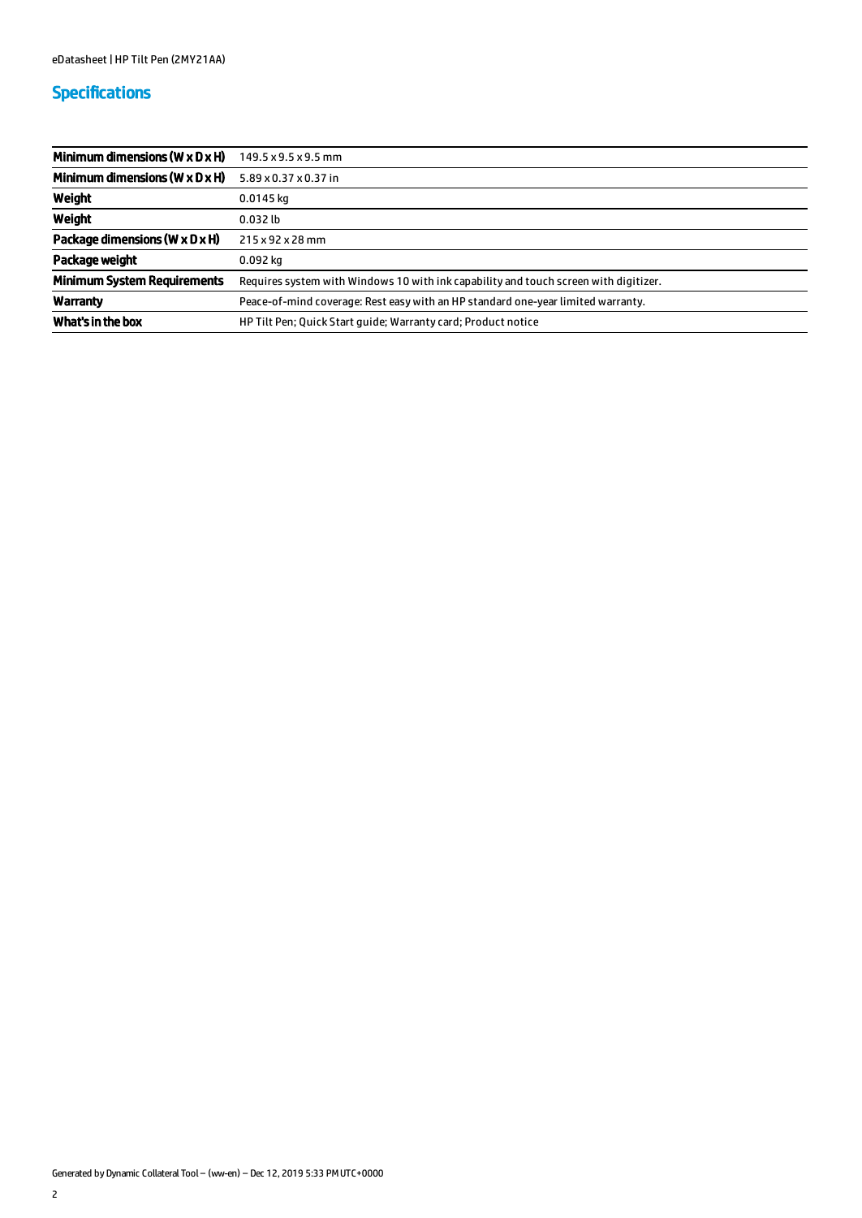## Specifications

| | |
|---|---|
| **Minimum dimensions (W x D x H)** | 149.5 x 9.5 x 9.5 mm |
| **Minimum dimensions (W x D x H)** | 5.89 x 0.37 x 0.37 in |
| **Weight** | 0.0145 kg |
| **Weight** | 0.032 lb |
| **Package dimensions (W x D x H)** | 215 x 92 x 28 mm |
| **Package weight** | 0.092 kg |
| **Minimum System Requirements** | Requires system with Windows 10 with ink capability and touch screen with digitizer. |
| **Warranty** | Peace-of-mind coverage: Rest easy with an HP standard one-year limited warranty. |
| **What's in the box** | HP Tilt Pen; Quick Start guide; Warranty card; Product notice |

Generated by Dynamic Collateral Tool – (ww-en) – Dec 12, 2019 5:33 PM UTC+0000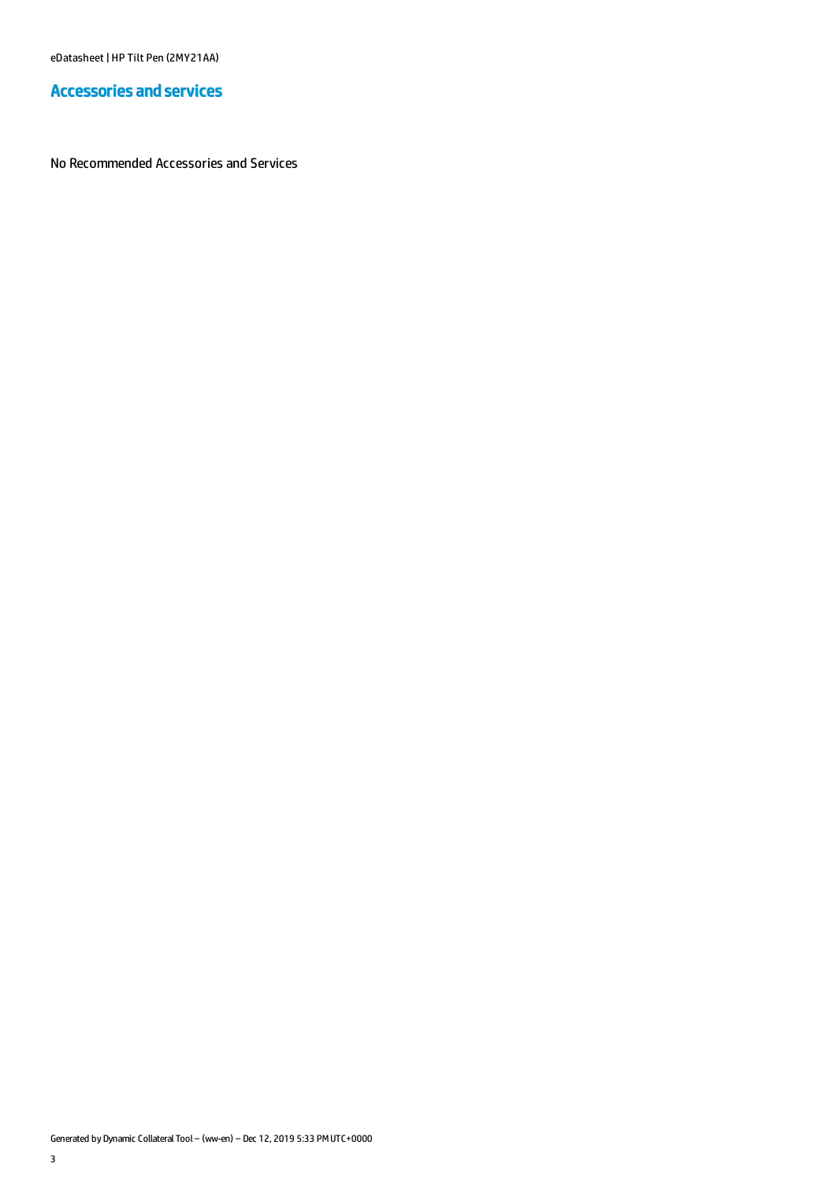## Accessories and services

No Recommended Accessories and Services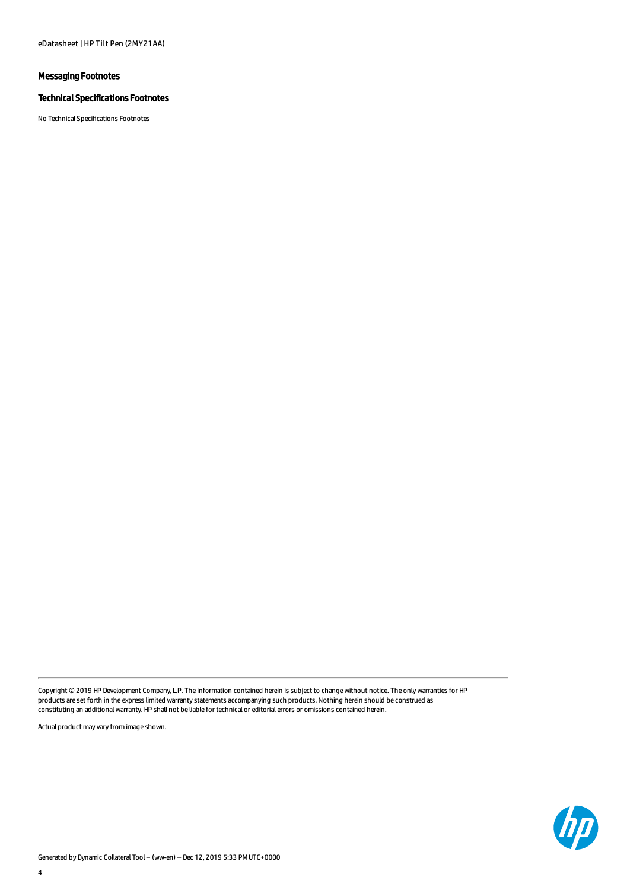## Messaging Footnotes

## Technical Specifications Footnotes

No Technical Specifications Footnotes

Copyright © 2019 HP Development Company, L.P. The information contained herein is subject to change without notice. The only warranties for HP products are set forth in the express limited warranty statements accompanying such products. Nothing herein should be construed as constituting an additional warranty. HP shall not be liable for technical or editorial errors or omissions contained herein.

Actual product may vary from image shown.

Generated by Dynamic Collateral Tool – (ww-en) – Dec 12, 2019 5:33 PM UTC+0000